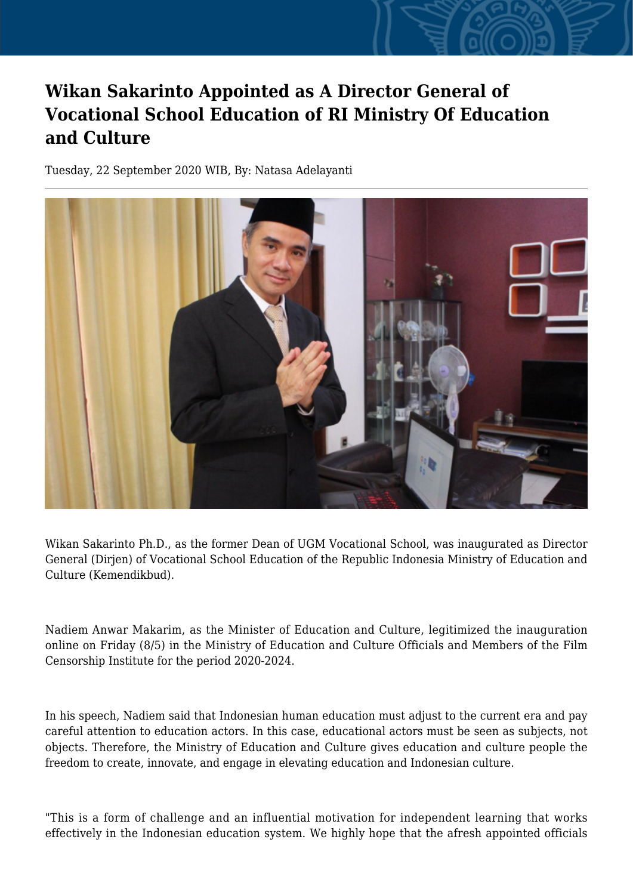# Wikan Sakarinto Appointed as A Director General of Vocational School Education of RI Ministry Of Education and Culture

Tuesday, 22 September 2020 WIB, By: Natasa Adelayanti

Wikan Sakarinto Ph.D., as the former Dean of UGM Vocational School, was inaugurated as Director General (Dirjen) of Vocational School Education of the Republic Indonesia Ministry of Education and Culture (Kemendikbud).

Nadiem Anwar Makarim, as the Minister of Education and Culture, legitimized the inauguration online on Friday (8/5) in the Ministry of Education and Culture Officials and Members of the Film Censorship Institute for the period 2020-2024.

In his speech, Nadiem said that Indonesian human education must adjust to the current era and pay careful attention to education actors. In this case, educational actors must be seen as subjects, not objects. Therefore, the Ministry of Education and Culture gives education and culture people the freedom to create, innovate, and engage in elevating education and Indonesian culture.

"This is a form of challenge and an influential motivation for independent learning that works effectively in the Indonesian education system. We highly hope that the afresh appointed officials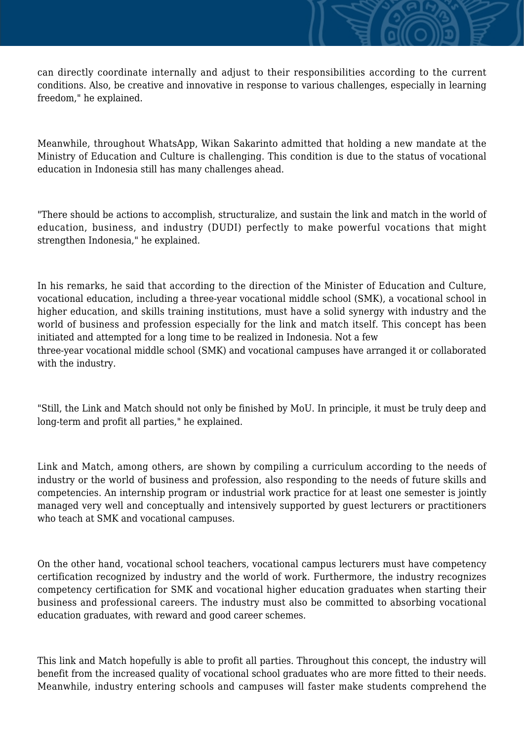can directly coordinate internally and adjust to their responsibilities according to the current conditions. Also, be creative and innovative in response to various challenges, especially in learning freedom," he explained.

Meanwhile, throughout WhatsApp, Wikan Sakarinto admitted that holding a new mandate at the Ministry of Education and Culture is challenging. This condition is due to the status of vocational education in Indonesia still has many challenges ahead.

"There should be actions to accomplish, structuralize, and sustain the link and match in the world of education, business, and industry (DUDI) perfectly to make powerful vocations that might strengthen Indonesia," he explained.

In his remarks, he said that according to the direction of the Minister of Education and Culture, vocational education, including a three-year vocational middle school (SMK), a vocational school in higher education, and skills training institutions, must have a solid synergy with industry and the world of business and profession especially for the link and match itself. This concept has been initiated and attempted for a long time to be realized in Indonesia. Not a few three-year vocational middle school (SMK) and vocational campuses have arranged it or collaborated with the industry.

"Still, the Link and Match should not only be finished by MoU. In principle, it must be truly deep and long-term and profit all parties," he explained.

Link and Match, among others, are shown by compiling a curriculum according to the needs of industry or the world of business and profession, also responding to the needs of future skills and competencies. An internship program or industrial work practice for at least one semester is jointly managed very well and conceptually and intensively supported by guest lecturers or practitioners who teach at SMK and vocational campuses.

On the other hand, vocational school teachers, vocational campus lecturers must have competency certification recognized by industry and the world of work. Furthermore, the industry recognizes competency certification for SMK and vocational higher education graduates when starting their business and professional careers. The industry must also be committed to absorbing vocational education graduates, with reward and good career schemes.

This link and Match hopefully is able to profit all parties. Throughout this concept, the industry will benefit from the increased quality of vocational school graduates who are more fitted to their needs. Meanwhile, industry entering schools and campuses will faster make students comprehend the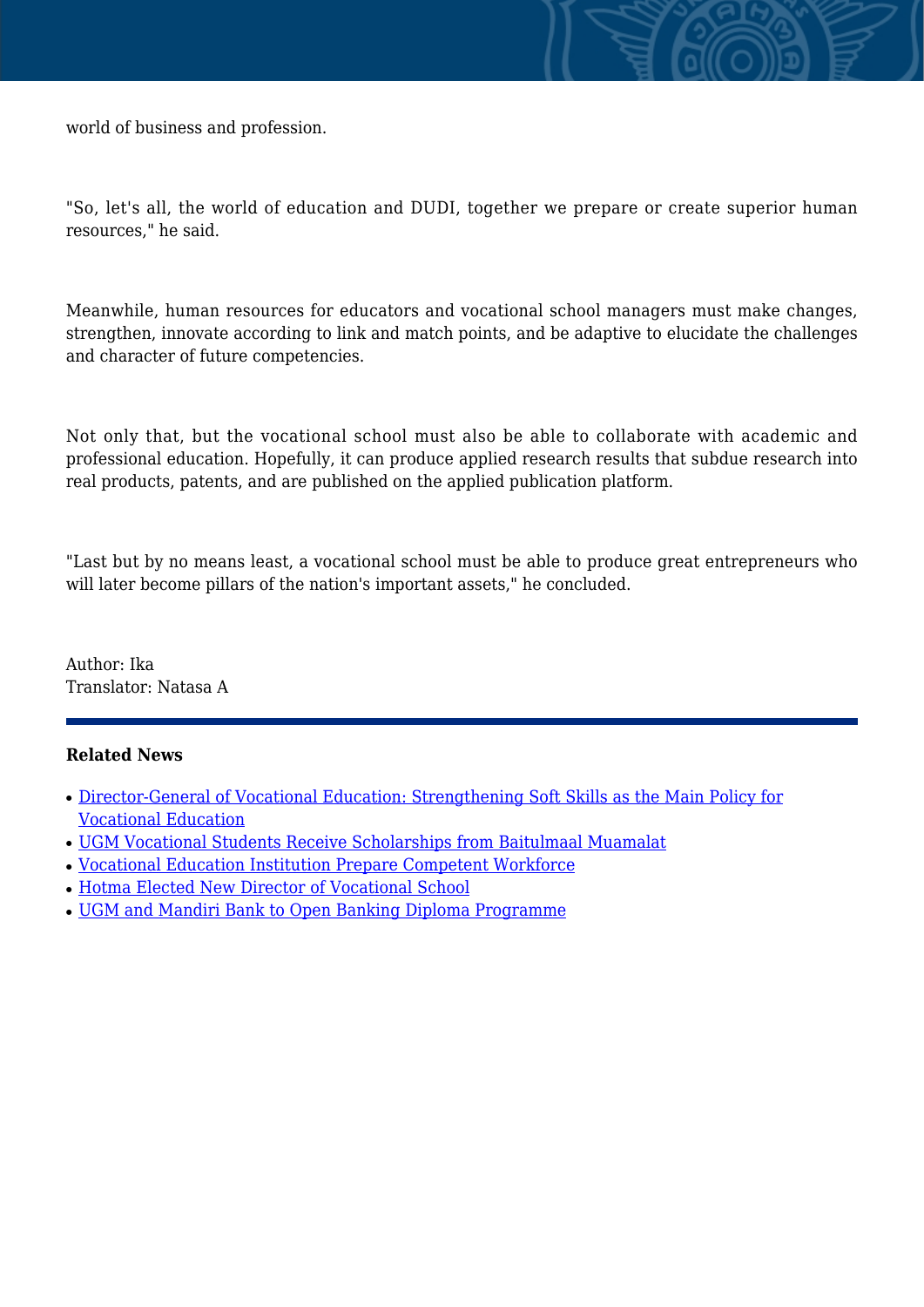world of business and profession.

"So, let's all, the world of education and DUDI, together we prepare or create superior human resources," he said.

Meanwhile, human resources for educators and vocational school managers must make changes, strengthen, innovate according to link and match points, and be adaptive to elucidate the challenges and character of future competencies.

Not only that, but the vocational school must also be able to collaborate with academic and professional education. Hopefully, it can produce applied research results that subdue research into real products, patents, and are published on the applied publication platform.

"Last but by no means least, a vocational school must be able to produce great entrepreneurs who will later become pillars of the nation's important assets," he concluded.

Author: Ika
Translator: Natasa A

---

**Related News**

- Director-General of Vocational Education: Strengthening Soft Skills as the Main Policy for Vocational Education
- UGM Vocational Students Receive Scholarships from Baitulmaal Muamalat
- Vocational Education Institution Prepare Competent Workforce
- Hotma Elected New Director of Vocational School
- UGM and Mandiri Bank to Open Banking Diploma Programme